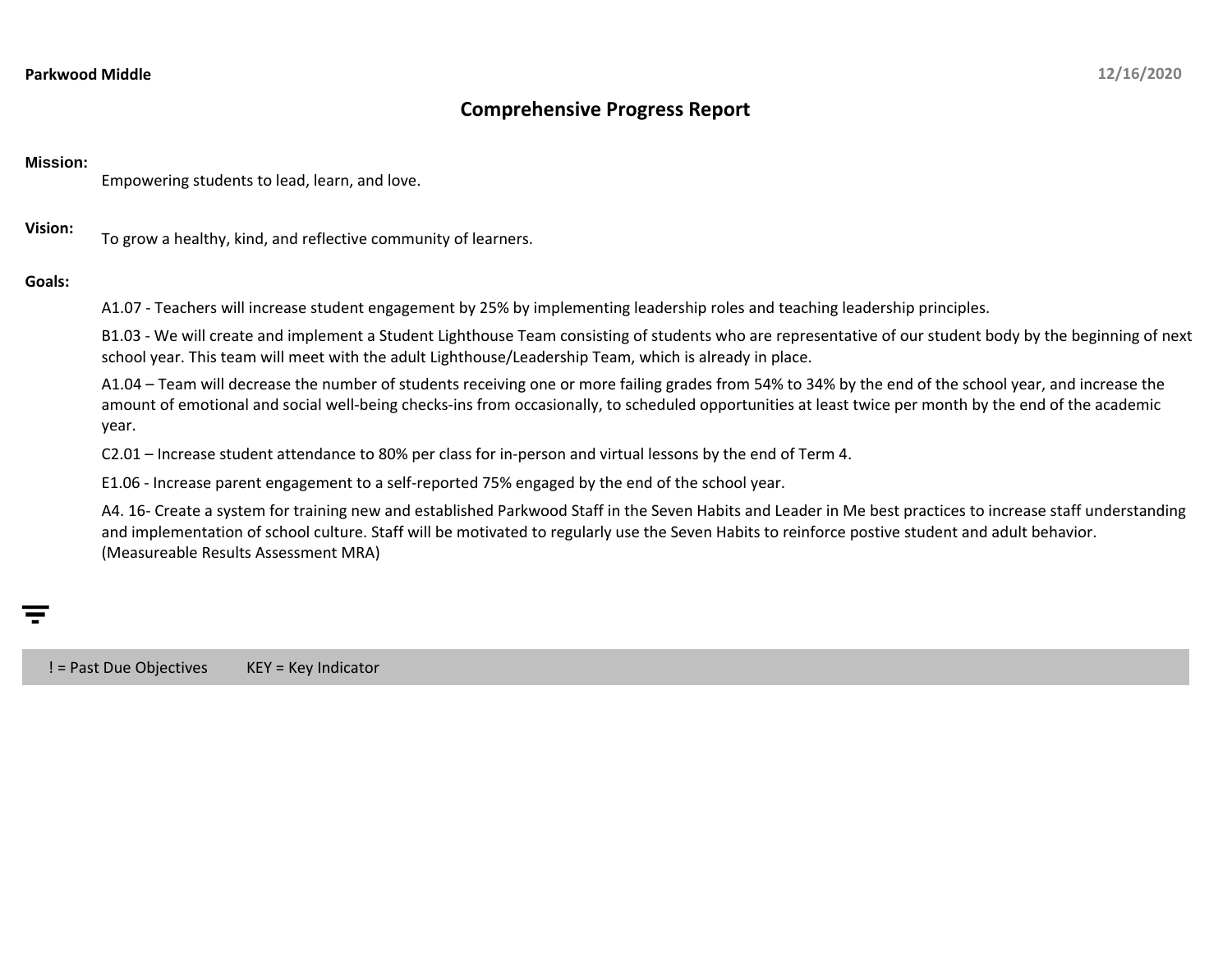**Parkwood Middle** 12/16/2020

# Comprehensive Progress Report

**Mission:**

Empowering students to lead, learn, and love.

**Vision:**

To grow a healthy, kind, and reflective community of learners.

**Goals:**

A1.07 - Teachers will increase student engagement by 25% by implementing leadership roles and teaching leadership principles.

B1.03 - We will create and implement a Student Lighthouse Team consisting of students who are representative of our student body by the beginning of next school year. This team will meet with the adult Lighthouse/Leadership Team, which is already in place.

A1.04 – Team will decrease the number of students receiving one or more failing grades from 54% to 34% by the end of the school year, and increase the amount of emotional and social well-being checks-ins from occasionally, to scheduled opportunities at least twice per month by the end of the academic year.

C2.01 – Increase student attendance to 80% per class for in-person and virtual lessons by the end of Term 4.

E1.06 - Increase parent engagement to a self-reported 75% engaged by the end of the school year.

A4. 16- Create a system for training new and established Parkwood Staff in the Seven Habits and Leader in Me best practices to increase staff understanding and implementation of school culture. Staff will be motivated to regularly use the Seven Habits to reinforce postive student and adult behavior. (Measureable Results Assessment MRA)

! = Past Due Objectives KEY = Key Indicator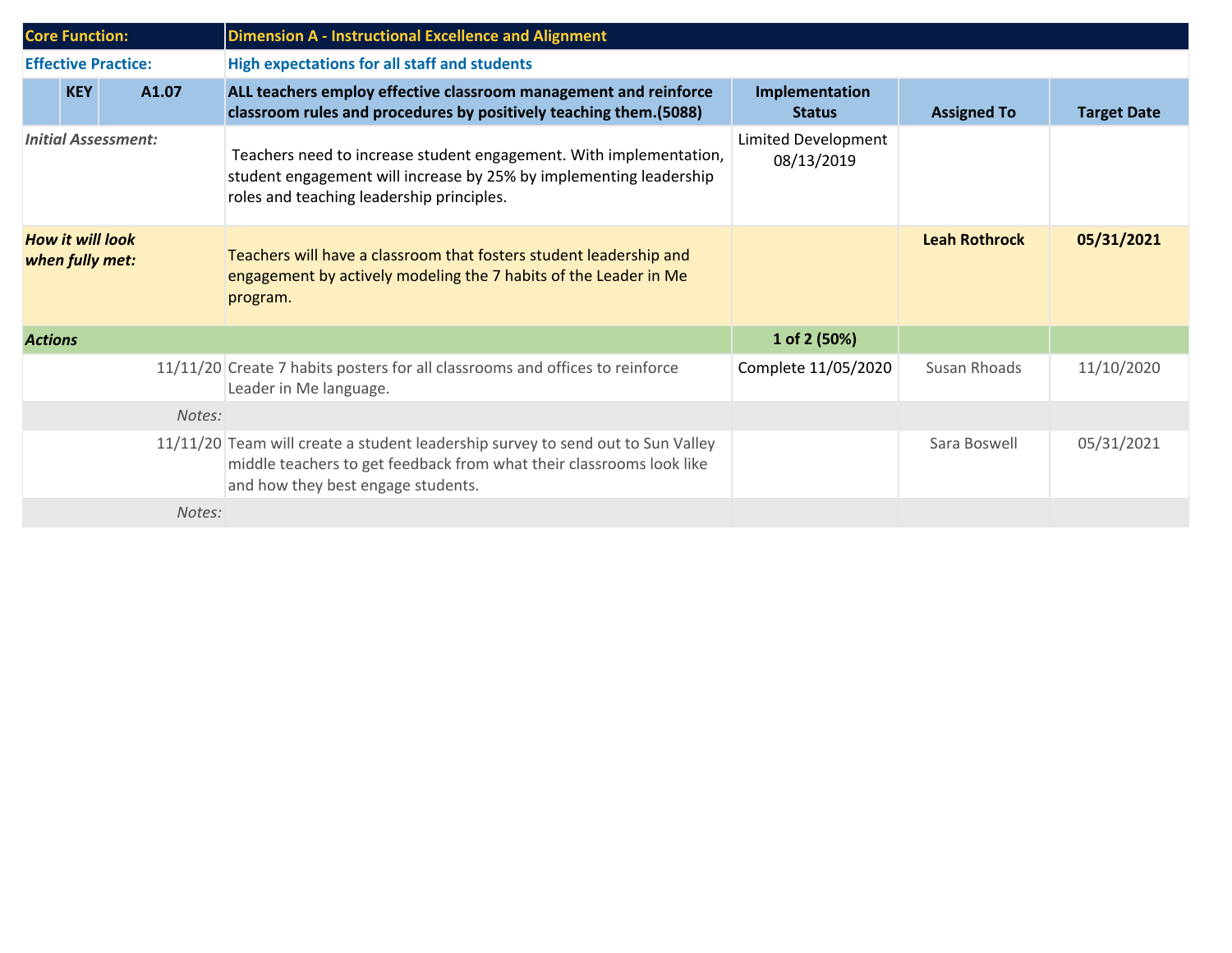| Core Function: | | | Dimension A - Instructional Excellence and Alignment | | | |
|---|---|---|---|---|---|---|
| **Effective Practice:** | | | **High expectations for all staff and students** | | | |
| | **KEY** | **A1.07** | **ALL teachers employ effective classroom management and reinforce classroom rules and procedures by positively teaching them.(5088)** | **Implementation Status** | **Assigned To** | **Target Date** |
| *Initial Assessment:* | | | Teachers need to increase student engagement. With implementation, student engagement will increase by 25% by implementing leadership roles and teaching leadership principles. | Limited Development 08/13/2019 | | |
| ***How it will look when fully met:*** | | | Teachers will have a classroom that fosters student leadership and engagement by actively modeling the 7 habits of the Leader in Me program. | | **Leah Rothrock** | **05/31/2021** |
| ***Actions*** | | | | **1 of 2 (50%)** | | |
| | | 11/11/20 | Create 7 habits posters for all classrooms and offices to reinforce Leader in Me language. | Complete 11/05/2020 | Susan Rhoads | 11/10/2020 |
| | | *Notes:* | | | | |
| | | 11/11/20 | Team will create a student leadership survey to send out to Sun Valley middle teachers to get feedback from what their classrooms look like and how they best engage students. | | Sara Boswell | 05/31/2021 |
| | | *Notes:* | | | | |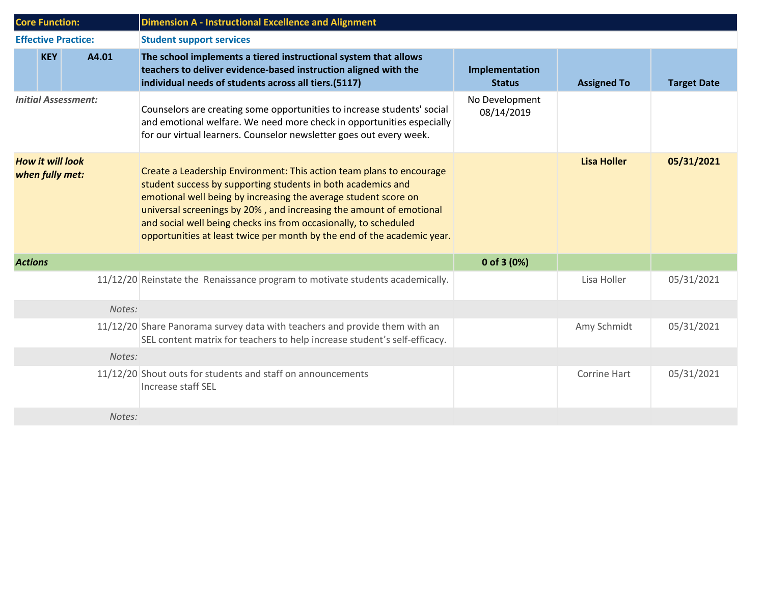| Core Function: | | | Dimension A - Instructional Excellence and Alignment | | | |
|---|---|---|---|---|---|---|
| **Effective Practice:** | | | **Student support services** | | | |
| | **KEY** | **A4.01** | **The school implements a tiered instructional system that allows teachers to deliver evidence-based instruction aligned with the individual needs of students across all tiers.(5117)** | **Implementation Status** | **Assigned To** | **Target Date** |
| *Initial Assessment:* | | | Counselors are creating some opportunities to increase students' social and emotional welfare. We need more check in opportunities especially for our virtual learners. Counselor newsletter goes out every week. | No Development 08/14/2019 | | |
| ***How it will look when fully met:*** | | | Create a Leadership Environment: This action team plans to encourage student success by supporting students in both academics and emotional well being by increasing the average student score on universal screenings by 20% , and increasing the amount of emotional and social well being checks ins from occasionally, to scheduled opportunities at least twice per month by the end of the academic year. | | **Lisa Holler** | **05/31/2021** |
| ***Actions*** | | | | **0 of 3 (0%)** | | |
| | | 11/12/20 | Reinstate the Renaissance program to motivate students academically. | | Lisa Holler | 05/31/2021 |
| | | *Notes:* | | | | |
| | | 11/12/20 | Share Panorama survey data with teachers and provide them with an SEL content matrix for teachers to help increase student's self-efficacy. | | Amy Schmidt | 05/31/2021 |
| | | *Notes:* | | | | |
| | | 11/12/20 | Shout outs for students and staff on announcements<br>Increase staff SEL | | Corrine Hart | 05/31/2021 |
| | | *Notes:* | | | | |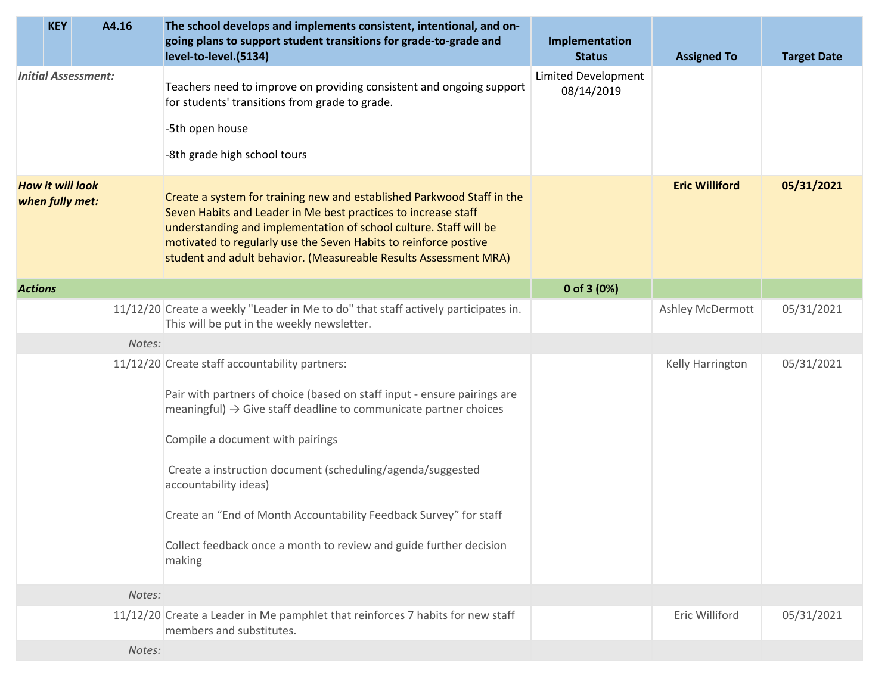| | KEY | A4.16 | The school develops and implements consistent, intentional, and on-going plans to support student transitions for grade-to-grade and level-to-level.(5134) | Implementation Status | Assigned To | Target Date |
|---|---|---|---|---|---|---|
| *Initial Assessment:* | | | Teachers need to improve on providing consistent and ongoing support for students' transitions from grade to grade.<br><br>-5th open house<br><br>-8th grade high school tours | Limited Development 08/14/2019 | | |
| ***How it will look when fully met:*** | | | Create a system for training new and established Parkwood Staff in the Seven Habits and Leader in Me best practices to increase staff understanding and implementation of school culture. Staff will be motivated to regularly use the Seven Habits to reinforce postive student and adult behavior. (Measureable Results Assessment MRA) | | **Eric Williford** | **05/31/2021** |
| ***Actions*** | | | | **0 of 3 (0%)** | | |
| | | 11/12/20 | Create a weekly "Leader in Me to do" that staff actively participates in. This will be put in the weekly newsletter. | | Ashley McDermott | 05/31/2021 |
| | | *Notes:* | | | | |
| | | 11/12/20 | Create staff accountability partners:<br><br>Pair with partners of choice (based on staff input - ensure pairings are meaningful) → Give staff deadline to communicate partner choices<br><br>Compile a document with pairings<br><br>Create a instruction document (scheduling/agenda/suggested accountability ideas)<br><br>Create an "End of Month Accountability Feedback Survey" for staff<br><br>Collect feedback once a month to review and guide further decision making | | Kelly Harrington | 05/31/2021 |
| | | *Notes:* | | | | |
| | | 11/12/20 | Create a Leader in Me pamphlet that reinforces 7 habits for new staff members and substitutes. | | Eric Williford | 05/31/2021 |
| | | *Notes:* | | | | |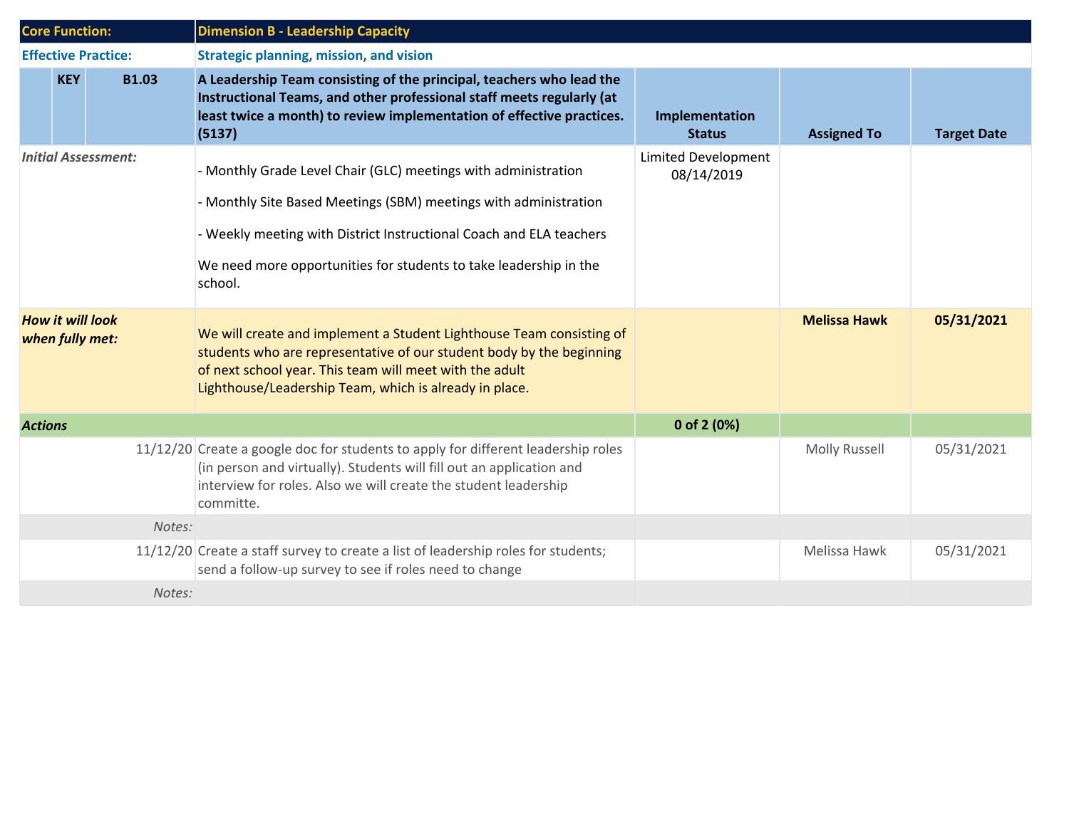| Core Function: | | | Dimension B - Leadership Capacity | | | |
|---|---|---|---|---|---|---|
| **Effective Practice:** | | | **Strategic planning, mission, and vision** | | | |
| | **KEY** | **B1.03** | **A Leadership Team consisting of the principal, teachers who lead the Instructional Teams, and other professional staff meets regularly (at least twice a month) to review implementation of effective practices. (5137)** | **Implementation Status** | **Assigned To** | **Target Date** |
| *Initial Assessment:* | | | - Monthly Grade Level Chair (GLC) meetings with administration<br><br>- Monthly Site Based Meetings (SBM) meetings with administration<br><br>- Weekly meeting with District Instructional Coach and ELA teachers<br><br>We need more opportunities for students to take leadership in the school. | Limited Development 08/14/2019 | | |
| ***How it will look when fully met:*** | | | We will create and implement a Student Lighthouse Team consisting of students who are representative of our student body by the beginning of next school year. This team will meet with the adult Lighthouse/Leadership Team, which is already in place. | | **Melissa Hawk** | **05/31/2021** |
| ***Actions*** | | | | **0 of 2 (0%)** | | |
| | | 11/12/20 | Create a google doc for students to apply for different leadership roles (in person and virtually). Students will fill out an application and interview for roles. Also we will create the student leadership committe. | | Molly Russell | 05/31/2021 |
| | | *Notes:* | | | | |
| | | 11/12/20 | Create a staff survey to create a list of leadership roles for students; send a follow-up survey to see if roles need to change | | Melissa Hawk | 05/31/2021 |
| | | *Notes:* | | | | |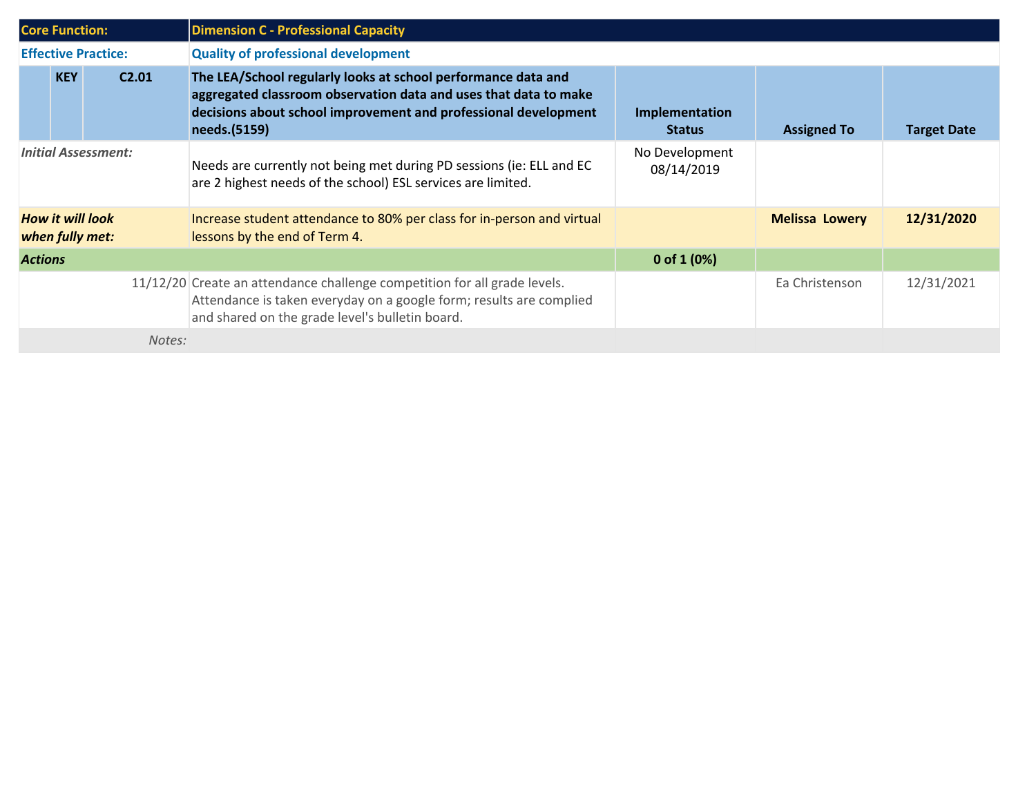| Core Function: | | | Dimension C - Professional Capacity | | | |
|---|---|---|---|---|---|---|
| **Effective Practice:** | | | **Quality of professional development** | | | |
| | **KEY** | **C2.01** | **The LEA/School regularly looks at school performance data and aggregated classroom observation data and uses that data to make decisions about school improvement and professional development needs.(5159)** | **Implementation Status** | **Assigned To** | **Target Date** |
| *Initial Assessment:* | | | Needs are currently not being met during PD sessions (ie: ELL and EC are 2 highest needs of the school) ESL services are limited. | No Development 08/14/2019 | | |
| ***How it will look when fully met:*** | | | Increase student attendance to 80% per class for in-person and virtual lessons by the end of Term 4. | | **Melissa Lowery** | **12/31/2020** |
| ***Actions*** | | | | **0 of 1 (0%)** | | |
| | | 11/12/20 | Create an attendance challenge competition for all grade levels. Attendance is taken everyday on a google form; results are complied and shared on the grade level's bulletin board. | | Ea Christenson | 12/31/2021 |
| | | *Notes:* | | | | |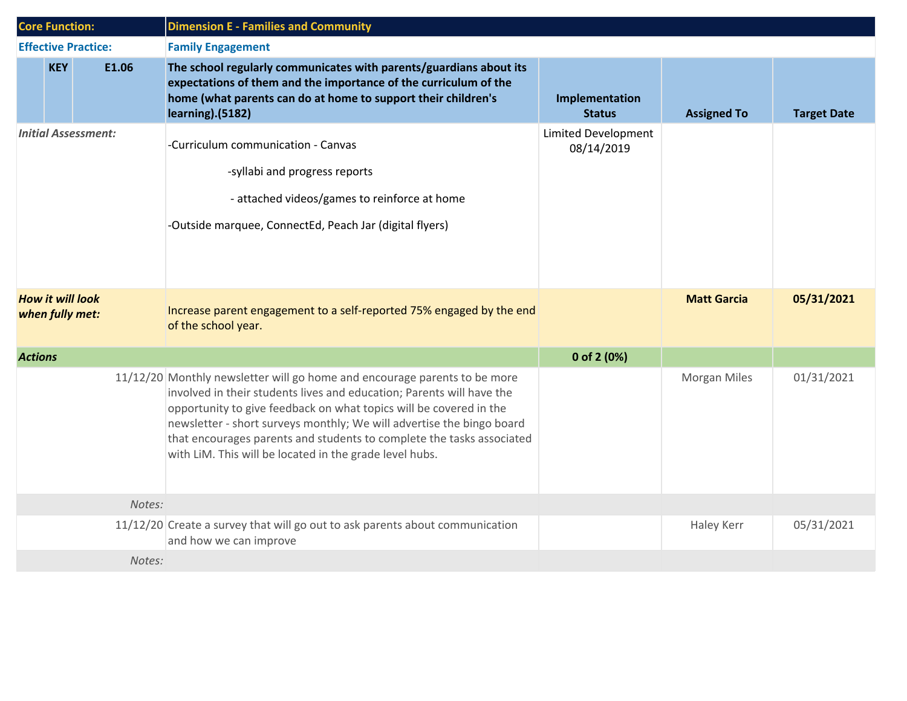| Core Function: | | | Dimension E - Families and Community | | | |
|---|---|---|---|---|---|---|
| **Effective Practice:** | | | **Family Engagement** | | | |
| | **KEY** | **E1.06** | **The school regularly communicates with parents/guardians about its expectations of them and the importance of the curriculum of the home (what parents can do at home to support their children's learning).(5182)** | **Implementation Status** | **Assigned To** | **Target Date** |
| *Initial Assessment:* | | | -Curriculum communication - Canvas<br>-syllabi and progress reports<br>- attached videos/games to reinforce at home<br>-Outside marquee, ConnectEd, Peach Jar (digital flyers) | Limited Development 08/14/2019 | | |
| ***How it will look when fully met:*** | | | Increase parent engagement to a self-reported 75% engaged by the end of the school year. | | **Matt Garcia** | **05/31/2021** |
| ***Actions*** | | | | **0 of 2 (0%)** | | |
| 11/12/20 | | | Monthly newsletter will go home and encourage parents to be more involved in their students lives and education; Parents will have the opportunity to give feedback on what topics will be covered in the newsletter - short surveys monthly; We will advertise the bingo board that encourages parents and students to complete the tasks associated with LiM. This will be located in the grade level hubs. | | Morgan Miles | 01/31/2021 |
| *Notes:* | | | | | | |
| 11/12/20 | | | Create a survey that will go out to ask parents about communication and how we can improve | | Haley Kerr | 05/31/2021 |
| *Notes:* | | | | | | |